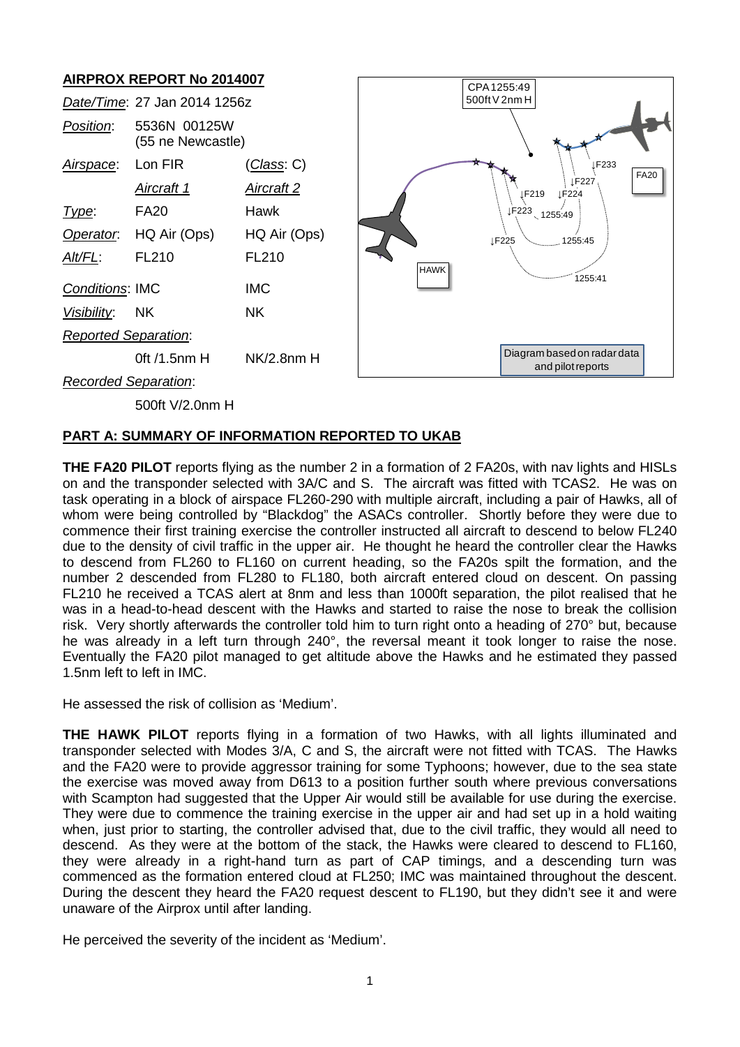## AIRPROX REPORT No 2014007

| | | |
|---|---|---|
| *Date/Time*: | 27 Jan 2014 1256z | |
| *Position*: | 5536N 00125W (55 ne Newcastle) | |
| *Airspace*: | Lon FIR | (*Class*: C) |
| | *Aircraft 1* | *Aircraft 2* |
| *Type*: | FA20 | Hawk |
| *Operator*: | HQ Air (Ops) | HQ Air (Ops) |
| *Alt/FL*: | FL210 | FL210 |
| *Conditions*: | IMC | IMC |
| *Visibility*: | NK | NK |
| *Reported Separation*: | | |
| | 0ft /1.5nm H | NK/2.8nm H |
| *Recorded Separation*: | | |
| | 500ft V/2.0nm H | |

## PART A: SUMMARY OF INFORMATION REPORTED TO UKAB

**THE FA20 PILOT** reports flying as the number 2 in a formation of 2 FA20s, with nav lights and HISLs on and the transponder selected with 3A/C and S. The aircraft was fitted with TCAS2. He was on task operating in a block of airspace FL260-290 with multiple aircraft, including a pair of Hawks, all of whom were being controlled by "Blackdog" the ASACs controller. Shortly before they were due to commence their first training exercise the controller instructed all aircraft to descend to below FL240 due to the density of civil traffic in the upper air. He thought he heard the controller clear the Hawks to descend from FL260 to FL160 on current heading, so the FA20s spilt the formation, and the number 2 descended from FL280 to FL180, both aircraft entered cloud on descent. On passing FL210 he received a TCAS alert at 8nm and less than 1000ft separation, the pilot realised that he was in a head-to-head descent with the Hawks and started to raise the nose to break the collision risk. Very shortly afterwards the controller told him to turn right onto a heading of 270° but, because he was already in a left turn through 240°, the reversal meant it took longer to raise the nose. Eventually the FA20 pilot managed to get altitude above the Hawks and he estimated they passed 1.5nm left to left in IMC.

He assessed the risk of collision as 'Medium'.

**THE HAWK PILOT** reports flying in a formation of two Hawks, with all lights illuminated and transponder selected with Modes 3/A, C and S, the aircraft were not fitted with TCAS. The Hawks and the FA20 were to provide aggressor training for some Typhoons; however, due to the sea state the exercise was moved away from D613 to a position further south where previous conversations with Scampton had suggested that the Upper Air would still be available for use during the exercise. They were due to commence the training exercise in the upper air and had set up in a hold waiting when, just prior to starting, the controller advised that, due to the civil traffic, they would all need to descend. As they were at the bottom of the stack, the Hawks were cleared to descend to FL160, they were already in a right-hand turn as part of CAP timings, and a descending turn was commenced as the formation entered cloud at FL250; IMC was maintained throughout the descent. During the descent they heard the FA20 request descent to FL190, but they didn't see it and were unaware of the Airprox until after landing.

He perceived the severity of the incident as 'Medium'.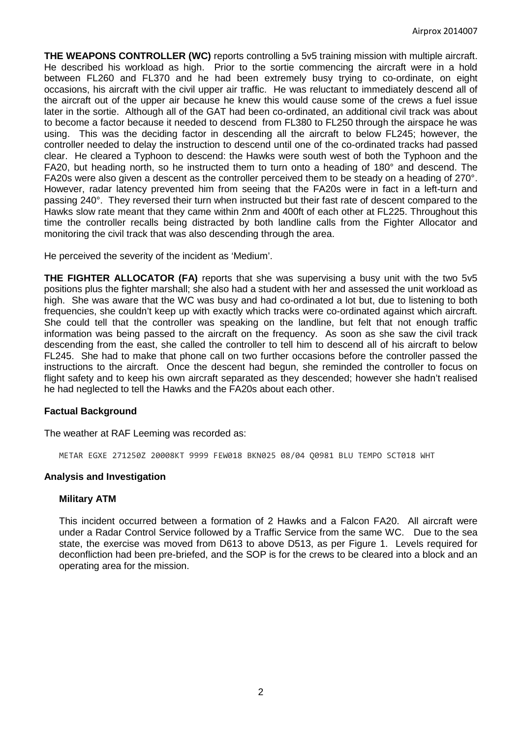**THE WEAPONS CONTROLLER (WC)** reports controlling a 5v5 training mission with multiple aircraft. He described his workload as high. Prior to the sortie commencing the aircraft were in a hold between FL260 and FL370 and he had been extremely busy trying to co-ordinate, on eight occasions, his aircraft with the civil upper air traffic. He was reluctant to immediately descend all of the aircraft out of the upper air because he knew this would cause some of the crews a fuel issue later in the sortie. Although all of the GAT had been co-ordinated, an additional civil track was about to become a factor because it needed to descend from FL380 to FL250 through the airspace he was using. This was the deciding factor in descending all the aircraft to below FL245; however, the controller needed to delay the instruction to descend until one of the co-ordinated tracks had passed clear. He cleared a Typhoon to descend: the Hawks were south west of both the Typhoon and the FA20, but heading north, so he instructed them to turn onto a heading of 180° and descend. The FA20s were also given a descent as the controller perceived them to be steady on a heading of 270°. However, radar latency prevented him from seeing that the FA20s were in fact in a left-turn and passing 240°. They reversed their turn when instructed but their fast rate of descent compared to the Hawks slow rate meant that they came within 2nm and 400ft of each other at FL225. Throughout this time the controller recalls being distracted by both landline calls from the Fighter Allocator and monitoring the civil track that was also descending through the area.

He perceived the severity of the incident as 'Medium'.

**THE FIGHTER ALLOCATOR (FA)** reports that she was supervising a busy unit with the two 5v5 positions plus the fighter marshall; she also had a student with her and assessed the unit workload as high. She was aware that the WC was busy and had co-ordinated a lot but, due to listening to both frequencies, she couldn't keep up with exactly which tracks were co-ordinated against which aircraft. She could tell that the controller was speaking on the landline, but felt that not enough traffic information was being passed to the aircraft on the frequency. As soon as she saw the civil track descending from the east, she called the controller to tell him to descend all of his aircraft to below FL245. She had to make that phone call on two further occasions before the controller passed the instructions to the aircraft. Once the descent had begun, she reminded the controller to focus on flight safety and to keep his own aircraft separated as they descended; however she hadn't realised he had neglected to tell the Hawks and the FA20s about each other.

## Factual Background

The weather at RAF Leeming was recorded as:

```
METAR EGXE 271250Z 20008KT 9999 FEW018 BKN025 08/04 Q0981 BLU TEMPO SCT018 WHT
```

## Analysis and Investigation

### Military ATM

This incident occurred between a formation of 2 Hawks and a Falcon FA20. All aircraft were under a Radar Control Service followed by a Traffic Service from the same WC. Due to the sea state, the exercise was moved from D613 to above D513, as per Figure 1. Levels required for deconfliction had been pre-briefed, and the SOP is for the crews to be cleared into a block and an operating area for the mission.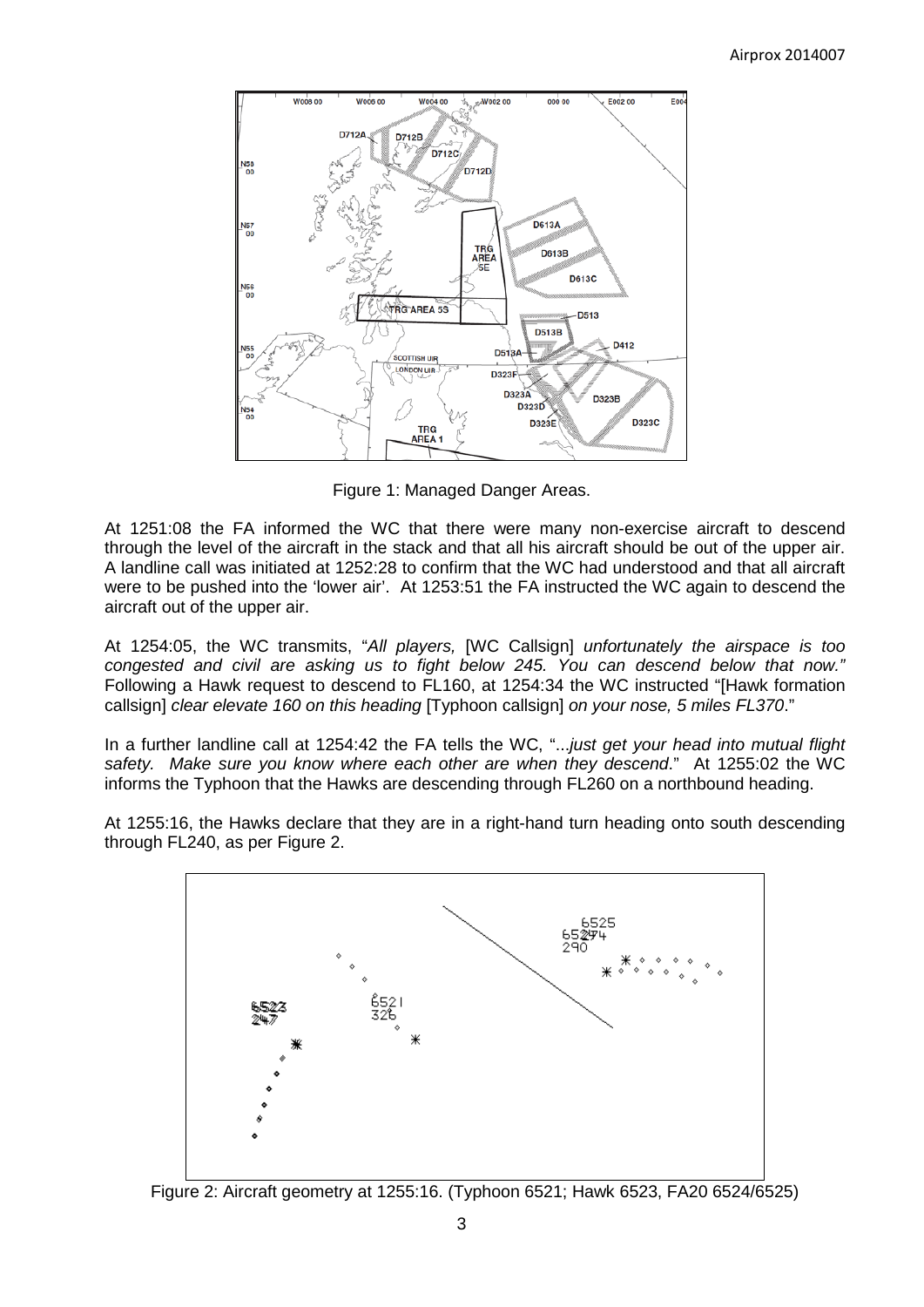Figure 1: Managed Danger Areas.

At 1251:08 the FA informed the WC that there were many non-exercise aircraft to descend through the level of the aircraft in the stack and that all his aircraft should be out of the upper air. A landline call was initiated at 1252:28 to confirm that the WC had understood and that all aircraft were to be pushed into the 'lower air'. At 1253:51 the FA instructed the WC again to descend the aircraft out of the upper air.

At 1254:05, the WC transmits, "*All players,* [WC Callsign] *unfortunately the airspace is too congested and civil are asking us to fight below 245. You can descend below that now.*" Following a Hawk request to descend to FL160, at 1254:34 the WC instructed "[Hawk formation callsign] *clear elevate 160 on this heading* [Typhoon callsign] *on your nose, 5 miles FL370*."

In a further landline call at 1254:42 the FA tells the WC, "...*just get your head into mutual flight safety. Make sure you know where each other are when they descend*." At 1255:02 the WC informs the Typhoon that the Hawks are descending through FL260 on a northbound heading.

At 1255:16, the Hawks declare that they are in a right-hand turn heading onto south descending through FL240, as per Figure 2.

Figure 2: Aircraft geometry at 1255:16. (Typhoon 6521; Hawk 6523, FA20 6524/6525)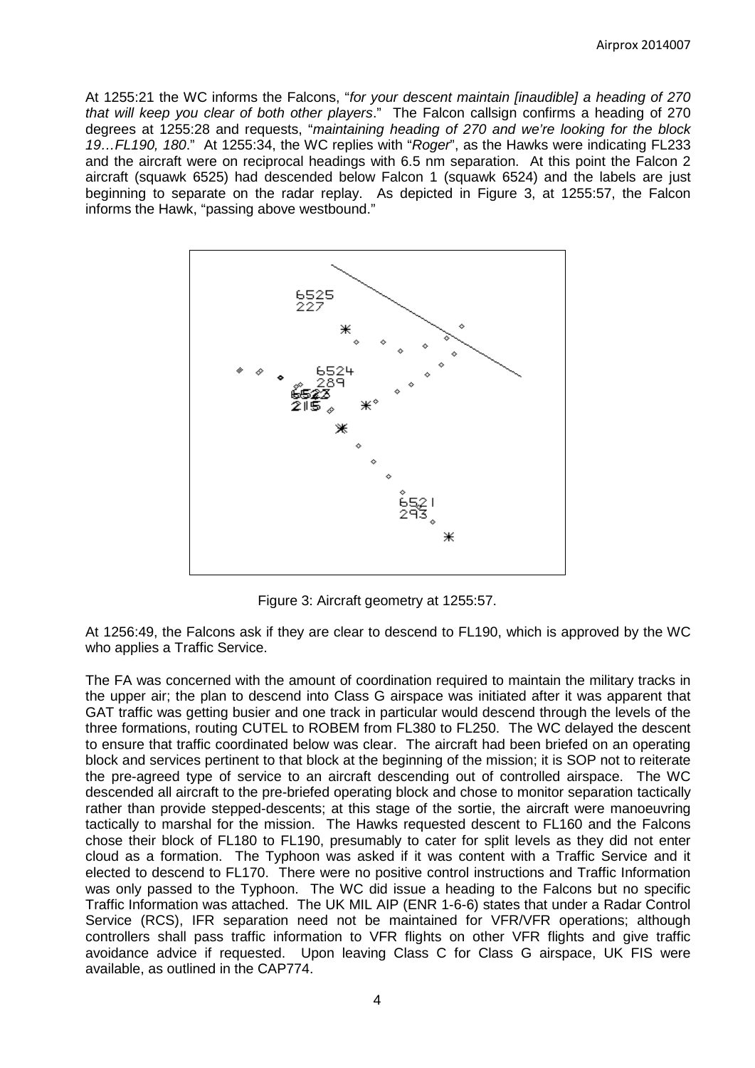At 1255:21 the WC informs the Falcons, "*for your descent maintain [inaudible] a heading of 270 that will keep you clear of both other players*." The Falcon callsign confirms a heading of 270 degrees at 1255:28 and requests, "*maintaining heading of 270 and we're looking for the block 19…FL190, 180*." At 1255:34, the WC replies with "*Roger*", as the Hawks were indicating FL233 and the aircraft were on reciprocal headings with 6.5 nm separation. At this point the Falcon 2 aircraft (squawk 6525) had descended below Falcon 1 (squawk 6524) and the labels are just beginning to separate on the radar replay. As depicted in Figure 3, at 1255:57, the Falcon informs the Hawk, "passing above westbound."

Figure 3: Aircraft geometry at 1255:57.

At 1256:49, the Falcons ask if they are clear to descend to FL190, which is approved by the WC who applies a Traffic Service.

The FA was concerned with the amount of coordination required to maintain the military tracks in the upper air; the plan to descend into Class G airspace was initiated after it was apparent that GAT traffic was getting busier and one track in particular would descend through the levels of the three formations, routing CUTEL to ROBEM from FL380 to FL250. The WC delayed the descent to ensure that traffic coordinated below was clear. The aircraft had been briefed on an operating block and services pertinent to that block at the beginning of the mission; it is SOP not to reiterate the pre-agreed type of service to an aircraft descending out of controlled airspace. The WC descended all aircraft to the pre-briefed operating block and chose to monitor separation tactically rather than provide stepped-descents; at this stage of the sortie, the aircraft were manoeuvring tactically to marshal for the mission. The Hawks requested descent to FL160 and the Falcons chose their block of FL180 to FL190, presumably to cater for split levels as they did not enter cloud as a formation. The Typhoon was asked if it was content with a Traffic Service and it elected to descend to FL170. There were no positive control instructions and Traffic Information was only passed to the Typhoon. The WC did issue a heading to the Falcons but no specific Traffic Information was attached. The UK MIL AIP (ENR 1-6-6) states that under a Radar Control Service (RCS), IFR separation need not be maintained for VFR/VFR operations; although controllers shall pass traffic information to VFR flights on other VFR flights and give traffic avoidance advice if requested. Upon leaving Class C for Class G airspace, UK FIS were available, as outlined in the CAP774.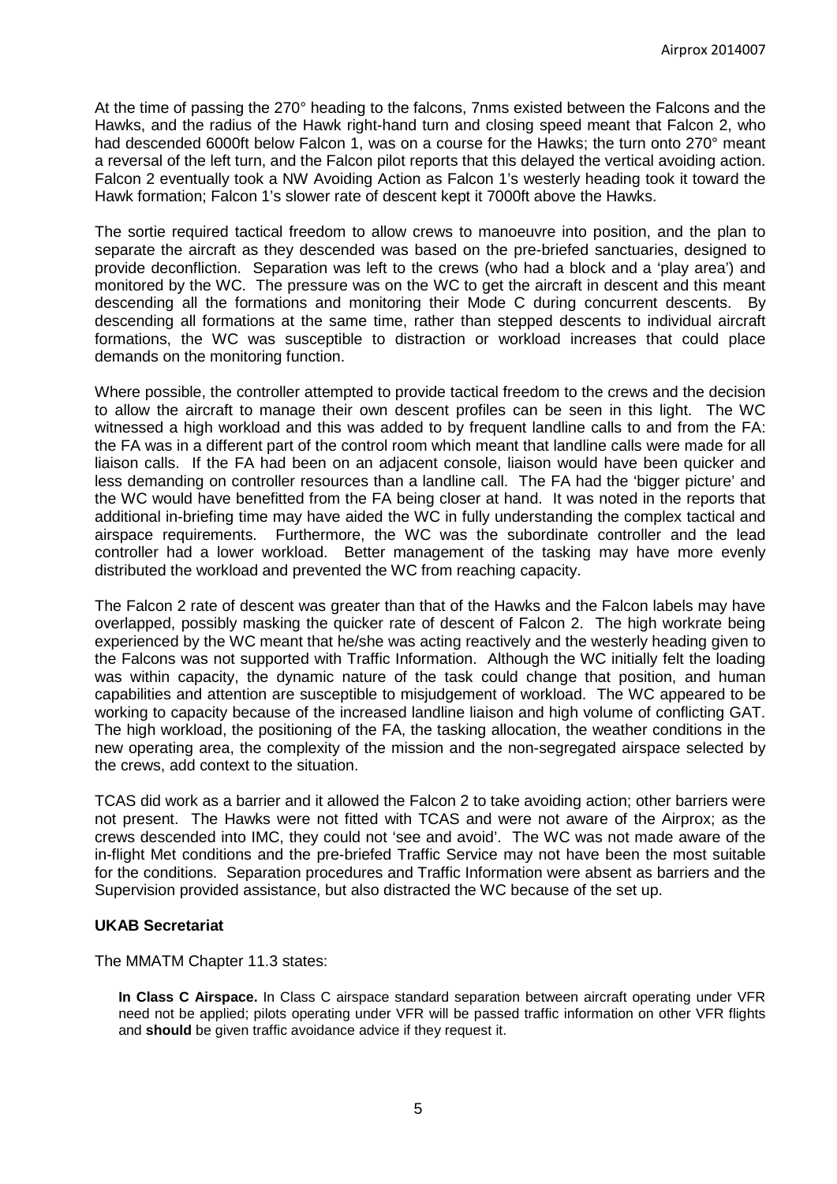At the time of passing the 270° heading to the falcons, 7nms existed between the Falcons and the Hawks, and the radius of the Hawk right-hand turn and closing speed meant that Falcon 2, who had descended 6000ft below Falcon 1, was on a course for the Hawks; the turn onto 270° meant a reversal of the left turn, and the Falcon pilot reports that this delayed the vertical avoiding action. Falcon 2 eventually took a NW Avoiding Action as Falcon 1's westerly heading took it toward the Hawk formation; Falcon 1's slower rate of descent kept it 7000ft above the Hawks.

The sortie required tactical freedom to allow crews to manoeuvre into position, and the plan to separate the aircraft as they descended was based on the pre-briefed sanctuaries, designed to provide deconfliction. Separation was left to the crews (who had a block and a 'play area') and monitored by the WC. The pressure was on the WC to get the aircraft in descent and this meant descending all the formations and monitoring their Mode C during concurrent descents. By descending all formations at the same time, rather than stepped descents to individual aircraft formations, the WC was susceptible to distraction or workload increases that could place demands on the monitoring function.

Where possible, the controller attempted to provide tactical freedom to the crews and the decision to allow the aircraft to manage their own descent profiles can be seen in this light. The WC witnessed a high workload and this was added to by frequent landline calls to and from the FA: the FA was in a different part of the control room which meant that landline calls were made for all liaison calls. If the FA had been on an adjacent console, liaison would have been quicker and less demanding on controller resources than a landline call. The FA had the 'bigger picture' and the WC would have benefitted from the FA being closer at hand. It was noted in the reports that additional in-briefing time may have aided the WC in fully understanding the complex tactical and airspace requirements. Furthermore, the WC was the subordinate controller and the lead controller had a lower workload. Better management of the tasking may have more evenly distributed the workload and prevented the WC from reaching capacity.

The Falcon 2 rate of descent was greater than that of the Hawks and the Falcon labels may have overlapped, possibly masking the quicker rate of descent of Falcon 2. The high workrate being experienced by the WC meant that he/she was acting reactively and the westerly heading given to the Falcons was not supported with Traffic Information. Although the WC initially felt the loading was within capacity, the dynamic nature of the task could change that position, and human capabilities and attention are susceptible to misjudgement of workload. The WC appeared to be working to capacity because of the increased landline liaison and high volume of conflicting GAT. The high workload, the positioning of the FA, the tasking allocation, the weather conditions in the new operating area, the complexity of the mission and the non-segregated airspace selected by the crews, add context to the situation.

TCAS did work as a barrier and it allowed the Falcon 2 to take avoiding action; other barriers were not present. The Hawks were not fitted with TCAS and were not aware of the Airprox; as the crews descended into IMC, they could not 'see and avoid'. The WC was not made aware of the in-flight Met conditions and the pre-briefed Traffic Service may not have been the most suitable for the conditions. Separation procedures and Traffic Information were absent as barriers and the Supervision provided assistance, but also distracted the WC because of the set up.

### UKAB Secretariat

The MMATM Chapter 11.3 states:

> **In Class C Airspace.** In Class C airspace standard separation between aircraft operating under VFR need not be applied; pilots operating under VFR will be passed traffic information on other VFR flights and **should** be given traffic avoidance advice if they request it.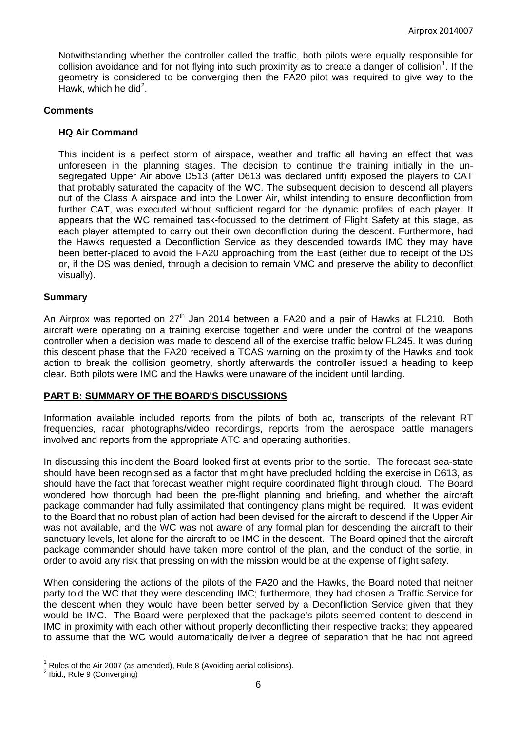Notwithstanding whether the controller called the traffic, both pilots were equally responsible for collision avoidance and for not flying into such proximity as to create a danger of collision[1]. If the geometry is considered to be converging then the FA20 pilot was required to give way to the Hawk, which he did[2].

## Comments

### HQ Air Command

This incident is a perfect storm of airspace, weather and traffic all having an effect that was unforeseen in the planning stages. The decision to continue the training initially in the un-segregated Upper Air above D513 (after D613 was declared unfit) exposed the players to CAT that probably saturated the capacity of the WC. The subsequent decision to descend all players out of the Class A airspace and into the Lower Air, whilst intending to ensure deconfliction from further CAT, was executed without sufficient regard for the dynamic profiles of each player. It appears that the WC remained task-focussed to the detriment of Flight Safety at this stage, as each player attempted to carry out their own deconfliction during the descent. Furthermore, had the Hawks requested a Deconfliction Service as they descended towards IMC they may have been better-placed to avoid the FA20 approaching from the East (either due to receipt of the DS or, if the DS was denied, through a decision to remain VMC and preserve the ability to deconflict visually).

## Summary

An Airprox was reported on 27th Jan 2014 between a FA20 and a pair of Hawks at FL210. Both aircraft were operating on a training exercise together and were under the control of the weapons controller when a decision was made to descend all of the exercise traffic below FL245. It was during this descent phase that the FA20 received a TCAS warning on the proximity of the Hawks and took action to break the collision geometry, shortly afterwards the controller issued a heading to keep clear. Both pilots were IMC and the Hawks were unaware of the incident until landing.

## PART B: SUMMARY OF THE BOARD'S DISCUSSIONS

Information available included reports from the pilots of both ac, transcripts of the relevant RT frequencies, radar photographs/video recordings, reports from the aerospace battle managers involved and reports from the appropriate ATC and operating authorities.

In discussing this incident the Board looked first at events prior to the sortie. The forecast sea-state should have been recognised as a factor that might have precluded holding the exercise in D613, as should have the fact that forecast weather might require coordinated flight through cloud. The Board wondered how thorough had been the pre-flight planning and briefing, and whether the aircraft package commander had fully assimilated that contingency plans might be required. It was evident to the Board that no robust plan of action had been devised for the aircraft to descend if the Upper Air was not available, and the WC was not aware of any formal plan for descending the aircraft to their sanctuary levels, let alone for the aircraft to be IMC in the descent. The Board opined that the aircraft package commander should have taken more control of the plan, and the conduct of the sortie, in order to avoid any risk that pressing on with the mission would be at the expense of flight safety.

When considering the actions of the pilots of the FA20 and the Hawks, the Board noted that neither party told the WC that they were descending IMC; furthermore, they had chosen a Traffic Service for the descent when they would have been better served by a Deconfliction Service given that they would be IMC. The Board were perplexed that the package's pilots seemed content to descend in IMC in proximity with each other without properly deconflicting their respective tracks; they appeared to assume that the WC would automatically deliver a degree of separation that he had not agreed

---

[1] Rules of the Air 2007 (as amended), Rule 8 (Avoiding aerial collisions).

[2] Ibid., Rule 9 (Converging)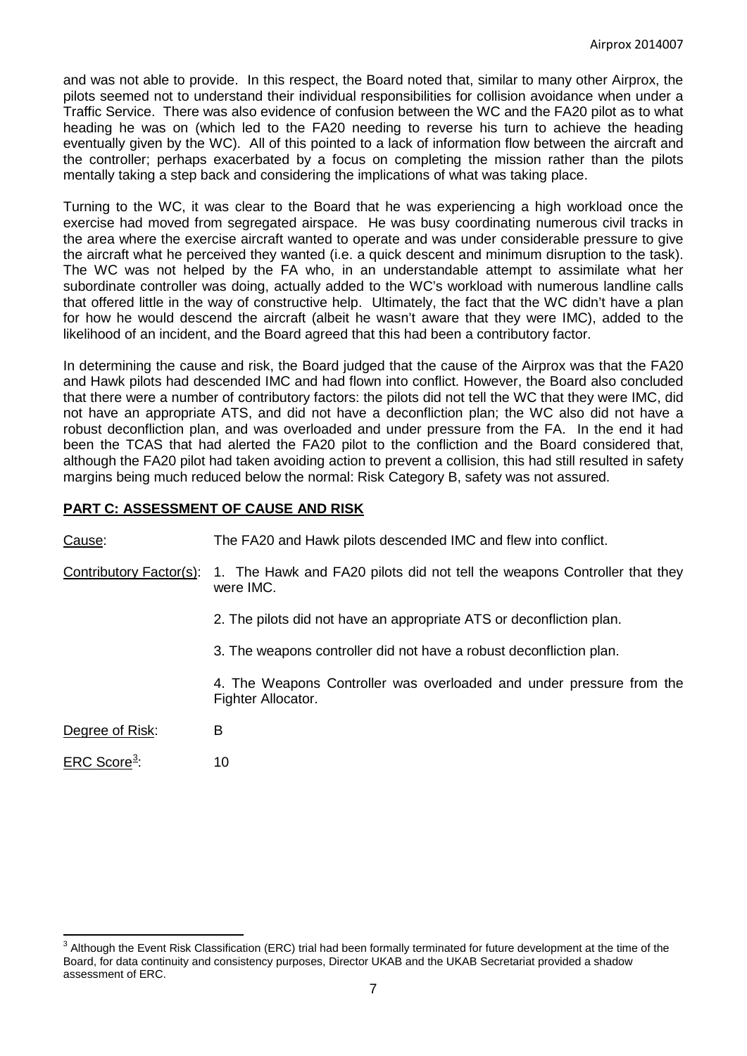and was not able to provide. In this respect, the Board noted that, similar to many other Airprox, the pilots seemed not to understand their individual responsibilities for collision avoidance when under a Traffic Service. There was also evidence of confusion between the WC and the FA20 pilot as to what heading he was on (which led to the FA20 needing to reverse his turn to achieve the heading eventually given by the WC). All of this pointed to a lack of information flow between the aircraft and the controller; perhaps exacerbated by a focus on completing the mission rather than the pilots mentally taking a step back and considering the implications of what was taking place.

Turning to the WC, it was clear to the Board that he was experiencing a high workload once the exercise had moved from segregated airspace. He was busy coordinating numerous civil tracks in the area where the exercise aircraft wanted to operate and was under considerable pressure to give the aircraft what he perceived they wanted (i.e. a quick descent and minimum disruption to the task). The WC was not helped by the FA who, in an understandable attempt to assimilate what her subordinate controller was doing, actually added to the WC's workload with numerous landline calls that offered little in the way of constructive help. Ultimately, the fact that the WC didn't have a plan for how he would descend the aircraft (albeit he wasn't aware that they were IMC), added to the likelihood of an incident, and the Board agreed that this had been a contributory factor.

In determining the cause and risk, the Board judged that the cause of the Airprox was that the FA20 and Hawk pilots had descended IMC and had flown into conflict. However, the Board also concluded that there were a number of contributory factors: the pilots did not tell the WC that they were IMC, did not have an appropriate ATS, and did not have a deconfliction plan; the WC also did not have a robust deconfliction plan, and was overloaded and under pressure from the FA. In the end it had been the TCAS that had alerted the FA20 pilot to the confliction and the Board considered that, although the FA20 pilot had taken avoiding action to prevent a collision, this had still resulted in safety margins being much reduced below the normal: Risk Category B, safety was not assured.

## PART C: ASSESSMENT OF CAUSE AND RISK

Cause: The FA20 and Hawk pilots descended IMC and flew into conflict.

Contributory Factor(s):

1. The Hawk and FA20 pilots did not tell the weapons Controller that they were IMC.
2. The pilots did not have an appropriate ATS or deconfliction plan.
3. The weapons controller did not have a robust deconfliction plan.
4. The Weapons Controller was overloaded and under pressure from the Fighter Allocator.

Degree of Risk: B

ERC Score[3]: 10

[3] Although the Event Risk Classification (ERC) trial had been formally terminated for future development at the time of the Board, for data continuity and consistency purposes, Director UKAB and the UKAB Secretariat provided a shadow assessment of ERC.